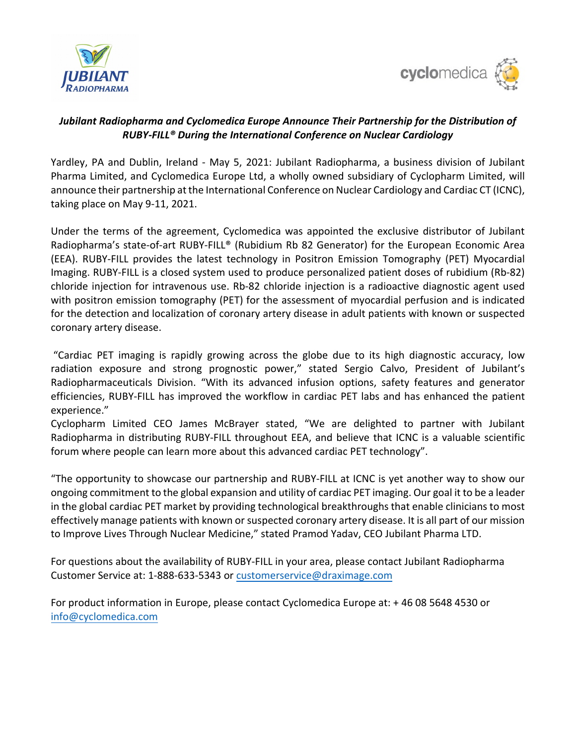***Jubilant Radiopharma and Cyclomedica Europe Announce Their Partnership for the Distribution of RUBY-FILL® During the International Conference on Nuclear Cardiology***

Yardley, PA and Dublin, Ireland - May 5, 2021: Jubilant Radiopharma, a business division of Jubilant Pharma Limited, and Cyclomedica Europe Ltd, a wholly owned subsidiary of Cyclopharm Limited, will announce their partnership at the International Conference on Nuclear Cardiology and Cardiac CT (ICNC), taking place on May 9-11, 2021.

Under the terms of the agreement, Cyclomedica was appointed the exclusive distributor of Jubilant Radiopharma's state-of-art RUBY-FILL® (Rubidium Rb 82 Generator) for the European Economic Area (EEA). RUBY-FILL provides the latest technology in Positron Emission Tomography (PET) Myocardial Imaging. RUBY-FILL is a closed system used to produce personalized patient doses of rubidium (Rb-82) chloride injection for intravenous use. Rb-82 chloride injection is a radioactive diagnostic agent used with positron emission tomography (PET) for the assessment of myocardial perfusion and is indicated for the detection and localization of coronary artery disease in adult patients with known or suspected coronary artery disease.

"Cardiac PET imaging is rapidly growing across the globe due to its high diagnostic accuracy, low radiation exposure and strong prognostic power," stated Sergio Calvo, President of Jubilant's Radiopharmaceuticals Division. "With its advanced infusion options, safety features and generator efficiencies, RUBY-FILL has improved the workflow in cardiac PET labs and has enhanced the patient experience."

Cyclopharm Limited CEO James McBrayer stated, "We are delighted to partner with Jubilant Radiopharma in distributing RUBY-FILL throughout EEA, and believe that ICNC is a valuable scientific forum where people can learn more about this advanced cardiac PET technology".

"The opportunity to showcase our partnership and RUBY-FILL at ICNC is yet another way to show our ongoing commitment to the global expansion and utility of cardiac PET imaging. Our goal it to be a leader in the global cardiac PET market by providing technological breakthroughs that enable clinicians to most effectively manage patients with known or suspected coronary artery disease. It is all part of our mission to Improve Lives Through Nuclear Medicine," stated Pramod Yadav, CEO Jubilant Pharma LTD.

For questions about the availability of RUBY-FILL in your area, please contact Jubilant Radiopharma Customer Service at: 1-888-633-5343 or customerservice@draximage.com

For product information in Europe, please contact Cyclomedica Europe at: + 46 08 5648 4530 or info@cyclomedica.com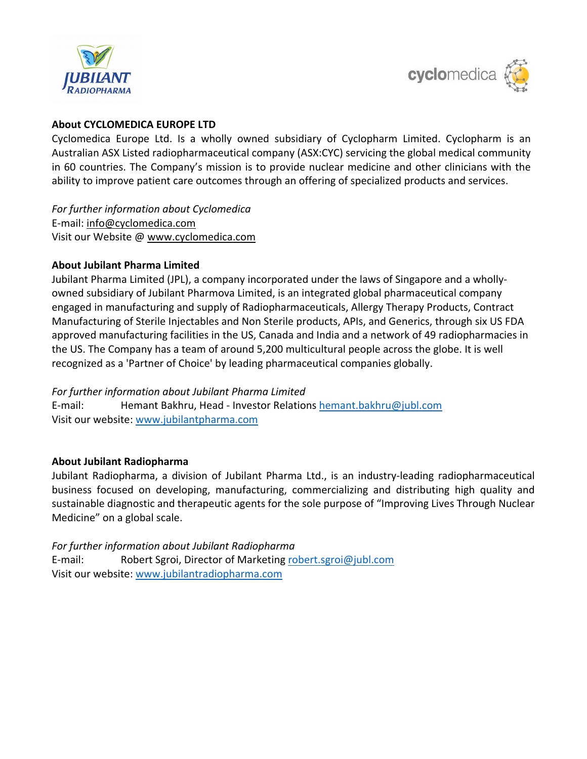**About CYCLOMEDICA EUROPE LTD**

Cyclomedica Europe Ltd. Is a wholly owned subsidiary of Cyclopharm Limited. Cyclopharm is an Australian ASX Listed radiopharmaceutical company (ASX:CYC) servicing the global medical community in 60 countries. The Company's mission is to provide nuclear medicine and other clinicians with the ability to improve patient care outcomes through an offering of specialized products and services.

*For further information about Cyclomedica*
E-mail: info@cyclomedica.com
Visit our Website @ www.cyclomedica.com

**About Jubilant Pharma Limited**

Jubilant Pharma Limited (JPL), a company incorporated under the laws of Singapore and a wholly-owned subsidiary of Jubilant Pharmova Limited, is an integrated global pharmaceutical company engaged in manufacturing and supply of Radiopharmaceuticals, Allergy Therapy Products, Contract Manufacturing of Sterile Injectables and Non Sterile products, APIs, and Generics, through six US FDA approved manufacturing facilities in the US, Canada and India and a network of 49 radiopharmacies in the US. The Company has a team of around 5,200 multicultural people across the globe. It is well recognized as a 'Partner of Choice' by leading pharmaceutical companies globally.

*For further information about Jubilant Pharma Limited*
E-mail: Hemant Bakhru, Head - Investor Relations hemant.bakhru@jubl.com
Visit our website: www.jubilantpharma.com

**About Jubilant Radiopharma**

Jubilant Radiopharma, a division of Jubilant Pharma Ltd., is an industry-leading radiopharmaceutical business focused on developing, manufacturing, commercializing and distributing high quality and sustainable diagnostic and therapeutic agents for the sole purpose of "Improving Lives Through Nuclear Medicine" on a global scale.

*For further information about Jubilant Radiopharma*
E-mail: Robert Sgroi, Director of Marketing robert.sgroi@jubl.com
Visit our website: www.jubilantradiopharma.com